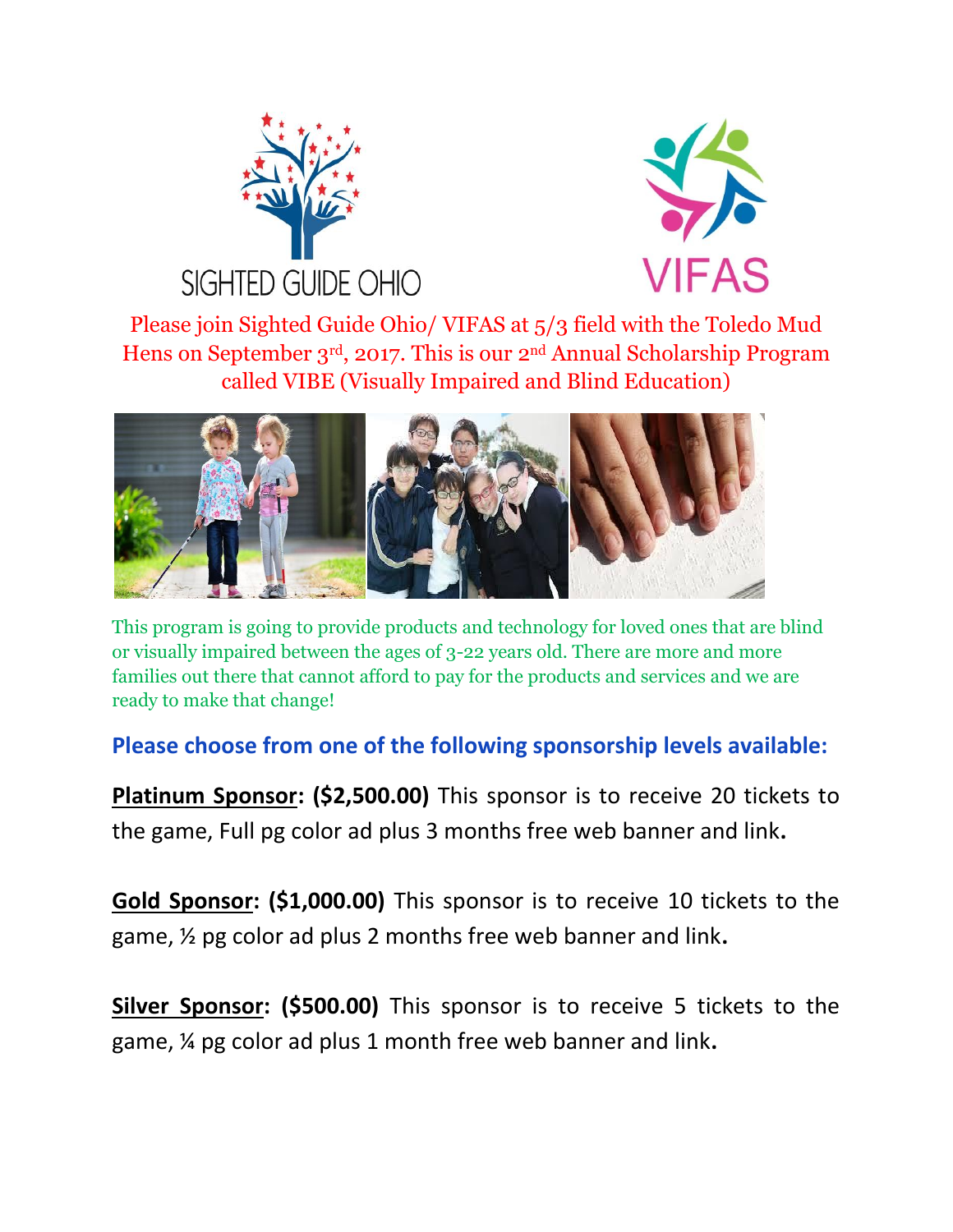SIGHTED GUIDE OHIO

VIFAS

Please join Sighted Guide Ohio/ VIFAS at 5/3 field with the Toledo Mud Hens on September 3rd, 2017. This is our 2nd Annual Scholarship Program called VIBE (Visually Impaired and Blind Education)

This program is going to provide products and technology for loved ones that are blind or visually impaired between the ages of 3-22 years old. There are more and more families out there that cannot afford to pay for the products and services and we are ready to make that change!

## Please choose from one of the following sponsorship levels available:

**Platinum Sponsor: ($2,500.00)** This sponsor is to receive 20 tickets to the game, Full pg color ad plus 3 months free web banner and link**.**

**Gold Sponsor: ($1,000.00)** This sponsor is to receive 10 tickets to the game, ½ pg color ad plus 2 months free web banner and link**.**

**Silver Sponsor: ($500.00)** This sponsor is to receive 5 tickets to the game, ¼ pg color ad plus 1 month free web banner and link**.**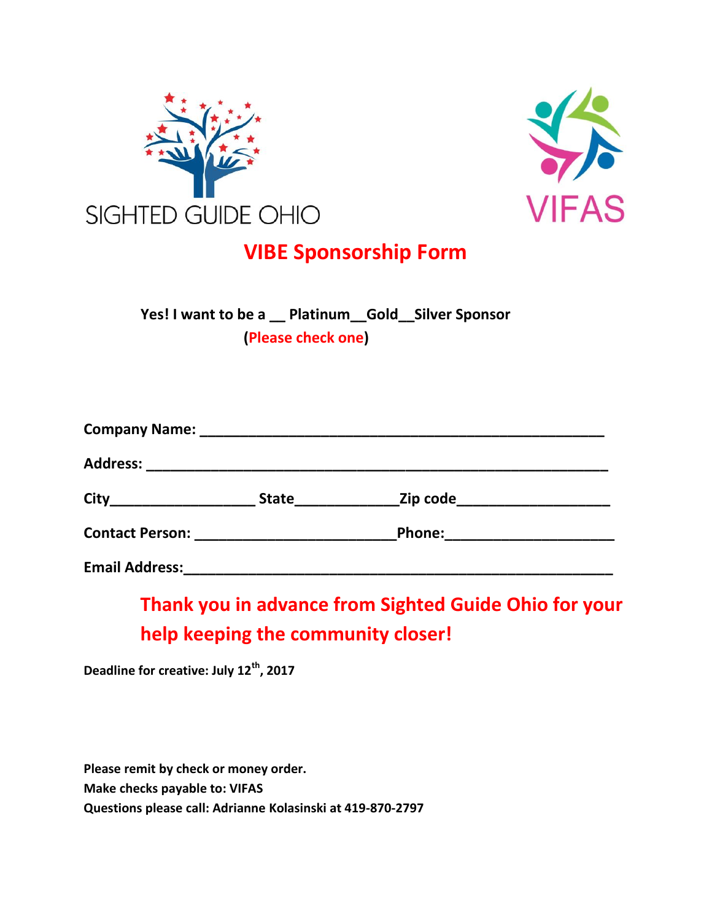SIGHTED GUIDE OHIO

VIFAS

# VIBE Sponsorship Form

**Yes! I want to be a __ Platinum__Gold__Silver Sponsor**
**(Please check one)**

**Company Name:** ___________________________________________________

**Address:** _______________________________________________________

**City**_________________ **State**____________**Zip code**_________________

**Contact Person:** ________________________**Phone:**____________________

**Email Address:**__________________________________________________

## Thank you in advance from Sighted Guide Ohio for your help keeping the community closer!

**Deadline for creative: July 12th, 2017**

**Please remit by check or money order.**
**Make checks payable to: VIFAS**
**Questions please call: Adrianne Kolasinski at 419-870-2797**